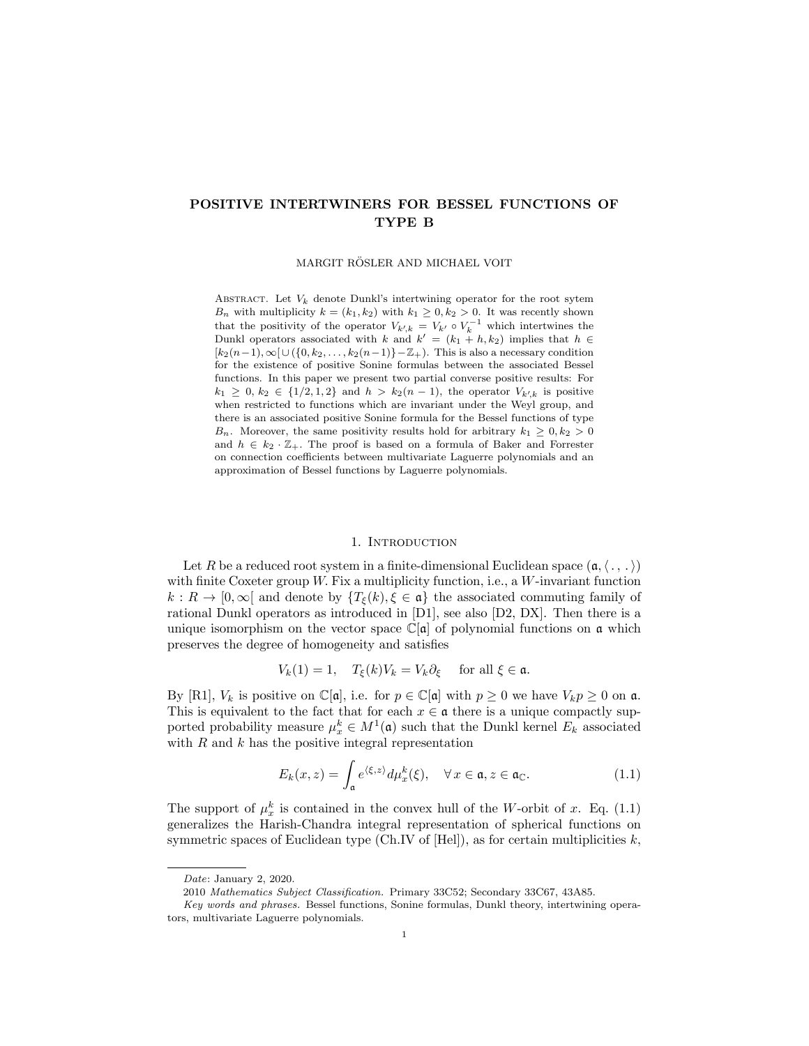# POSITIVE INTERTWINERS FOR BESSEL FUNCTIONS OF TYPE B

MARGIT RÖSLER AND MICHAEL VOIT

Abstract. Let $V_k$ denote Dunkl's intertwining operator for the root sytem $B_n$ with multiplicity $k = (k_1, k_2)$ with $k_1 \geq 0, k_2 > 0$. It was recently shown that the positivity of the operator $V_{k',k} = V_{k'} \circ V_k^{-1}$ which intertwines the Dunkl operators associated with $k$ and $k' = (k_1 + h, k_2)$ implies that $h \in [k_2(n-1), \infty[ \cup (\{0, k_2, \ldots, k_2(n-1)\} - \mathbb{Z}_+)$. This is also a necessary condition for the existence of positive Sonine formulas between the associated Bessel functions. In this paper we present two partial converse positive results: For $k_1 \geq 0$, $k_2 \in \{1/2, 1, 2\}$ and $h > k_2(n-1)$, the operator $V_{k',k}$ is positive when restricted to functions which are invariant under the Weyl group, and there is an associated positive Sonine formula for the Bessel functions of type $B_n$. Moreover, the same positivity results hold for arbitrary $k_1 \geq 0, k_2 > 0$ and $h \in k_2 \cdot \mathbb{Z}_+$. The proof is based on a formula of Baker and Forrester on connection coefficients between multivariate Laguerre polynomials and an approximation of Bessel functions by Laguerre polynomials.

## 1. Introduction

Let $R$ be a reduced root system in a finite-dimensional Euclidean space $(\mathfrak{a}, \langle\,.\,,\,.\,\rangle)$ with finite Coxeter group $W$. Fix a multiplicity function, i.e., a $W$-invariant function $k : R \to [0, \infty[$ and denote by $\{T_\xi(k), \xi \in \mathfrak{a}\}$ the associated commuting family of rational Dunkl operators as introduced in [D1], see also [D2, DX]. Then there is a unique isomorphism on the vector space $\mathbb{C}[\mathfrak{a}]$ of polynomial functions on $\mathfrak{a}$ which preserves the degree of homogeneity and satisfies

$$V_k(1) = 1, \quad T_\xi(k) V_k = V_k \partial_\xi \quad \text{for all } \xi \in \mathfrak{a}.$$

By [R1], $V_k$ is positive on $\mathbb{C}[\mathfrak{a}]$, i.e. for $p \in \mathbb{C}[\mathfrak{a}]$ with $p \geq 0$ we have $V_k p \geq 0$ on $\mathfrak{a}$. This is equivalent to the fact that for each $x \in \mathfrak{a}$ there is a unique compactly supported probability measure $\mu_x^k \in M^1(\mathfrak{a})$ such that the Dunkl kernel $E_k$ associated with $R$ and $k$ has the positive integral representation

$$E_k(x, z) = \int_{\mathfrak{a}} e^{\langle \xi, z \rangle} d\mu_x^k(\xi), \quad \forall\, x \in \mathfrak{a}, z \in \mathfrak{a}_{\mathbb{C}}. \tag{1.1}$$

The support of $\mu_x^k$ is contained in the convex hull of the $W$-orbit of $x$. Eq. (1.1) generalizes the Harish-Chandra integral representation of spherical functions on symmetric spaces of Euclidean type (Ch.IV of [Hel]), as for certain multiplicities $k$,

---

*Date*: January 2, 2020.

2010 *Mathematics Subject Classification.* Primary 33C52; Secondary 33C67, 43A85.

*Key words and phrases.* Bessel functions, Sonine formulas, Dunkl theory, intertwining operators, multivariate Laguerre polynomials.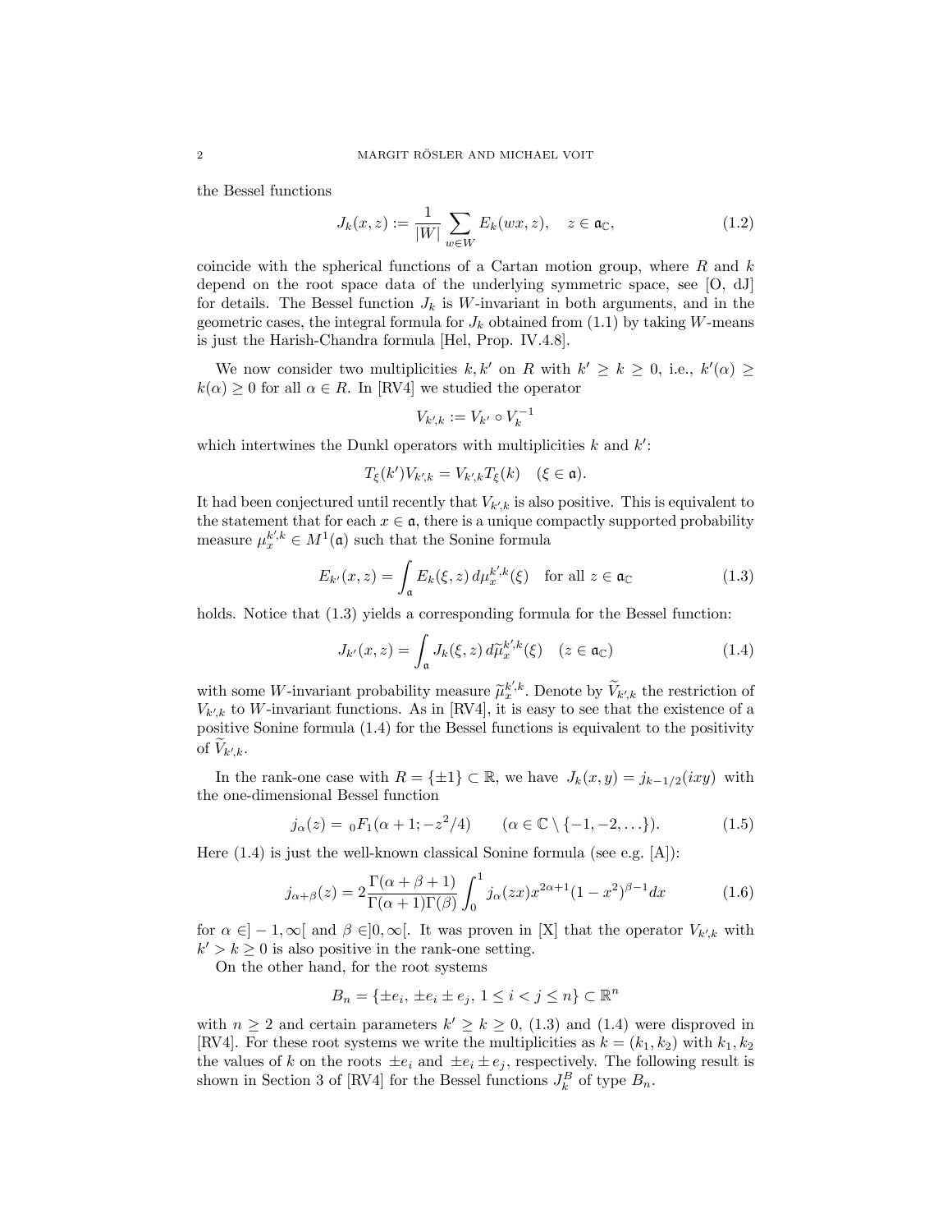the Bessel functions

$$J_k(x,z) := \frac{1}{|W|}\sum_{w\in W} E_k(wx,z), \quad z\in \mathfrak{a}_{\mathbb{C}}, \tag{1.2}$$

coincide with the spherical functions of a Cartan motion group, where $R$ and $k$ depend on the root space data of the underlying symmetric space, see [O, dJ] for details. The Bessel function $J_k$ is $W$-invariant in both arguments, and in the geometric cases, the integral formula for $J_k$ obtained from (1.1) by taking $W$-means is just the Harish-Chandra formula [Hel, Prop. IV.4.8].

We now consider two multiplicities $k, k'$ on $R$ with $k' \geq k \geq 0$, i.e., $k'(\alpha) \geq k(\alpha) \geq 0$ for all $\alpha \in R$. In [RV4] we studied the operator

$$V_{k',k} := V_{k'} \circ V_k^{-1}$$

which intertwines the Dunkl operators with multiplicities $k$ and $k'$:

$$T_\xi(k')V_{k',k} = V_{k',k}T_\xi(k) \quad (\xi \in \mathfrak{a}).$$

It had been conjectured until recently that $V_{k',k}$ is also positive. This is equivalent to the statement that for each $x \in \mathfrak{a}$, there is a unique compactly supported probability measure $\mu_x^{k',k} \in M^1(\mathfrak{a})$ such that the Sonine formula

$$E_{k'}(x,z) = \int_{\mathfrak{a}} E_k(\xi,z)\, d\mu_x^{k',k}(\xi) \quad \text{for all } z\in\mathfrak{a}_{\mathbb{C}} \tag{1.3}$$

holds. Notice that (1.3) yields a corresponding formula for the Bessel function:

$$J_{k'}(x,z) = \int_{\mathfrak{a}} J_k(\xi,z)\, d\widetilde{\mu}_x^{k',k}(\xi) \quad (z\in\mathfrak{a}_{\mathbb{C}}) \tag{1.4}$$

with some $W$-invariant probability measure $\widetilde{\mu}_x^{k',k}$. Denote by $\widetilde{V}_{k',k}$ the restriction of $V_{k',k}$ to $W$-invariant functions. As in [RV4], it is easy to see that the existence of a positive Sonine formula (1.4) for the Bessel functions is equivalent to the positivity of $\widetilde{V}_{k',k}$.

In the rank-one case with $R = \{\pm 1\} \subset \mathbb{R}$, we have $J_k(x,y) = j_{k-1/2}(ixy)$ with the one-dimensional Bessel function

$$j_\alpha(z) = {}_0F_1(\alpha+1; -z^2/4) \qquad (\alpha \in \mathbb{C}\setminus\{-1,-2,\ldots\}). \tag{1.5}$$

Here (1.4) is just the well-known classical Sonine formula (see e.g. [A]):

$$j_{\alpha+\beta}(z) = 2\frac{\Gamma(\alpha+\beta+1)}{\Gamma(\alpha+1)\Gamma(\beta)}\int_0^1 j_\alpha(zx)x^{2\alpha+1}(1-x^2)^{\beta-1}dx \tag{1.6}$$

for $\alpha \in ]-1,\infty[$ and $\beta \in ]0,\infty[$. It was proven in [X] that the operator $V_{k',k}$ with $k' > k \geq 0$ is also positive in the rank-one setting.

On the other hand, for the root systems

$$B_n = \{\pm e_i, \pm e_i \pm e_j, 1 \leq i < j \leq n\} \subset \mathbb{R}^n$$

with $n \geq 2$ and certain parameters $k' \geq k \geq 0$, (1.3) and (1.4) were disproved in [RV4]. For these root systems we write the multiplicities as $k = (k_1, k_2)$ with $k_1, k_2$ the values of $k$ on the roots $\pm e_i$ and $\pm e_i \pm e_j$, respectively. The following result is shown in Section 3 of [RV4] for the Bessel functions $J_k^B$ of type $B_n$.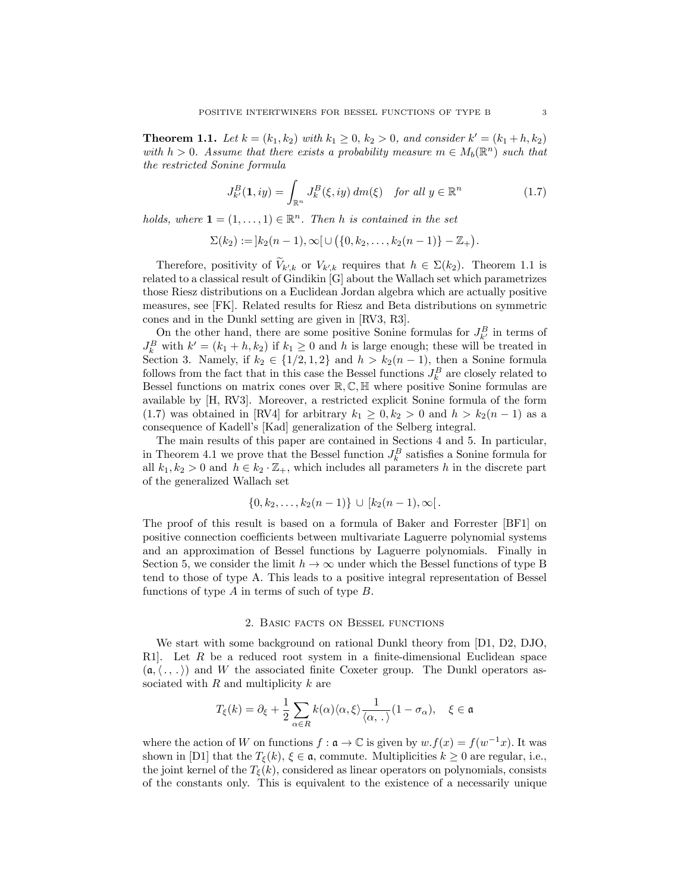**Theorem 1.1.** *Let $k = (k_1, k_2)$ with $k_1 \geq 0$, $k_2 > 0$, and consider $k' = (k_1 + h, k_2)$ with $h > 0$. Assume that there exists a probability measure $m \in M_b(\mathbb{R}^n)$ such that the restricted Sonine formula*

$$J_{k'}^B(\mathbf{1}, iy) = \int_{\mathbb{R}^n} J_k^B(\xi, iy)\, dm(\xi) \quad \textit{for all } y \in \mathbb{R}^n \tag{1.7}$$

*holds, where $\mathbf{1} = (1, \ldots, 1) \in \mathbb{R}^n$. Then $h$ is contained in the set*

$$\Sigma(k_2) := ]k_2(n-1), \infty[ \cup \big(\{0, k_2, \ldots, k_2(n-1)\} - \mathbb{Z}_+\big).$$

Therefore, positivity of $\widetilde{V}_{k',k}$ or $V_{k',k}$ requires that $h \in \Sigma(k_2)$. Theorem 1.1 is related to a classical result of Gindikin [G] about the Wallach set which parametrizes those Riesz distributions on a Euclidean Jordan algebra which are actually positive measures, see [FK]. Related results for Riesz and Beta distributions on symmetric cones and in the Dunkl setting are given in [RV3, R3].

On the other hand, there are some positive Sonine formulas for $J_{k'}^B$ in terms of $J_k^B$ with $k' = (k_1 + h, k_2)$ if $k_1 \geq 0$ and $h$ is large enough; these will be treated in Section 3. Namely, if $k_2 \in \{1/2, 1, 2\}$ and $h > k_2(n-1)$, then a Sonine formula follows from the fact that in this case the Bessel functions $J_k^B$ are closely related to Bessel functions on matrix cones over $\mathbb{R}, \mathbb{C}, \mathbb{H}$ where positive Sonine formulas are available by [H, RV3]. Moreover, a restricted explicit Sonine formula of the form (1.7) was obtained in [RV4] for arbitrary $k_1 \geq 0, k_2 > 0$ and $h > k_2(n-1)$ as a consequence of Kadell's [Kad] generalization of the Selberg integral.

The main results of this paper are contained in Sections 4 and 5. In particular, in Theorem 4.1 we prove that the Bessel function $J_k^B$ satisfies a Sonine formula for all $k_1, k_2 > 0$ and $h \in k_2 \cdot \mathbb{Z}_+$, which includes all parameters $h$ in the discrete part of the generalized Wallach set

$$\{0, k_2, \ldots, k_2(n-1)\} \cup [k_2(n-1), \infty[\,.$$

The proof of this result is based on a formula of Baker and Forrester [BF1] on positive connection coefficients between multivariate Laguerre polynomial systems and an approximation of Bessel functions by Laguerre polynomials. Finally in Section 5, we consider the limit $h \to \infty$ under which the Bessel functions of type B tend to those of type A. This leads to a positive integral representation of Bessel functions of type $A$ in terms of such of type $B$.

## 2. Basic facts on Bessel functions

We start with some background on rational Dunkl theory from [D1, D2, DJO, R1]. Let $R$ be a reduced root system in a finite-dimensional Euclidean space $(\mathfrak{a}, \langle\,.\,,\,.\,\rangle)$ and $W$ the associated finite Coxeter group. The Dunkl operators associated with $R$ and multiplicity $k$ are

$$T_\xi(k) = \partial_\xi + \frac{1}{2}\sum_{\alpha \in R} k(\alpha)\langle \alpha, \xi\rangle \frac{1}{\langle \alpha,\,.\,\rangle}(1 - \sigma_\alpha), \quad \xi \in \mathfrak{a}$$

where the action of $W$ on functions $f : \mathfrak{a} \to \mathbb{C}$ is given by $w.f(x) = f(w^{-1}x)$. It was shown in [D1] that the $T_\xi(k)$, $\xi \in \mathfrak{a}$, commute. Multiplicities $k \geq 0$ are regular, i.e., the joint kernel of the $T_\xi(k)$, considered as linear operators on polynomials, consists of the constants only. This is equivalent to the existence of a necessarily unique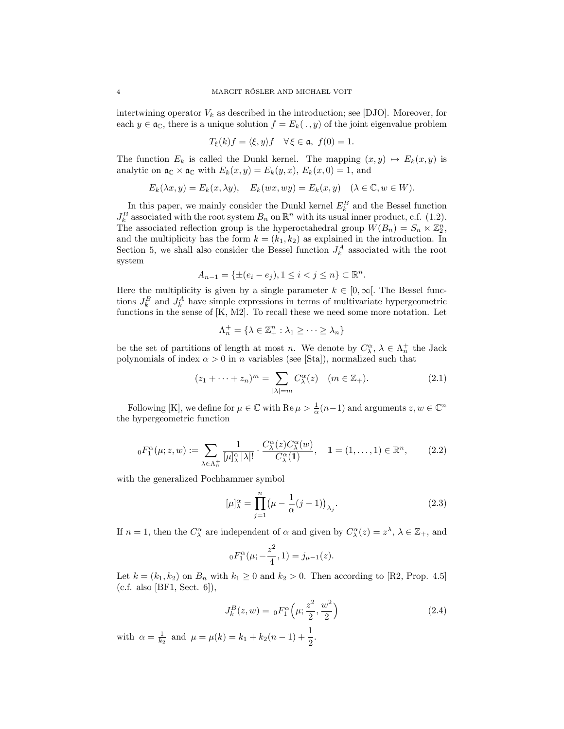intertwining operator $V_k$ as described in the introduction; see [DJO]. Moreover, for each $y \in \mathfrak{a}_\mathbb{C}$, there is a unique solution $f = E_k(\,.\,, y)$ of the joint eigenvalue problem

$$T_\xi(k)f = \langle \xi, y\rangle f \quad \forall\, \xi \in \mathfrak{a},\ f(0) = 1.$$

The function $E_k$ is called the Dunkl kernel. The mapping $(x, y) \mapsto E_k(x, y)$ is analytic on $\mathfrak{a}_\mathbb{C} \times \mathfrak{a}_\mathbb{C}$ with $E_k(x, y) = E_k(y, x)$, $E_k(x, 0) = 1$, and

$$E_k(\lambda x, y) = E_k(x, \lambda y), \quad E_k(wx, wy) = E_k(x, y) \quad (\lambda \in \mathbb{C}, w \in W).$$

In this paper, we mainly consider the Dunkl kernel $E_k^B$ and the Bessel function $J_k^B$ associated with the root system $B_n$ on $\mathbb{R}^n$ with its usual inner product, c.f. (1.2). The associated reflection group is the hyperoctahedral group $W(B_n) = S_n \ltimes \mathbb{Z}_2^n$, and the multiplicity has the form $k = (k_1, k_2)$ as explained in the introduction. In Section 5, we shall also consider the Bessel function $J_k^A$ associated with the root system

$$A_{n-1} = \{\pm(e_i - e_j), 1 \leq i < j \leq n\} \subset \mathbb{R}^n.$$

Here the multiplicity is given by a single parameter $k \in [0, \infty[$. The Bessel functions $J_k^B$ and $J_k^A$ have simple expressions in terms of multivariate hypergeometric functions in the sense of [K, M2]. To recall these we need some more notation. Let

$$\Lambda_n^+ = \{\lambda \in \mathbb{Z}_+^n : \lambda_1 \geq \cdots \geq \lambda_n\}$$

be the set of partitions of length at most $n$. We denote by $C_\lambda^\alpha$, $\lambda \in \Lambda_n^+$ the Jack polynomials of index $\alpha > 0$ in $n$ variables (see [Sta]), normalized such that

$$(z_1 + \cdots + z_n)^m = \sum_{|\lambda| = m} C_\lambda^\alpha(z) \quad (m \in \mathbb{Z}_+). \tag{2.1}$$

Following [K], we define for $\mu \in \mathbb{C}$ with $\operatorname{Re}\mu > \frac{1}{\alpha}(n-1)$ and arguments $z, w \in \mathbb{C}^n$ the hypergeometric function

$${}_0F_1^\alpha(\mu; z, w) := \sum_{\lambda \in \Lambda_n^+} \frac{1}{[\mu]_\lambda^\alpha\, |\lambda|!} \cdot \frac{C_\lambda^\alpha(z) C_\lambda^\alpha(w)}{C_\lambda^\alpha(\mathbf{1})}, \quad \mathbf{1} = (1, \ldots, 1) \in \mathbb{R}^n, \tag{2.2}$$

with the generalized Pochhammer symbol

$$[\mu]_\lambda^\alpha = \prod_{j=1}^n \big(\mu - \frac{1}{\alpha}(j-1)\big)_{\lambda_j}. \tag{2.3}$$

If $n = 1$, then the $C_\lambda^\alpha$ are independent of $\alpha$ and given by $C_\lambda^\alpha(z) = z^\lambda$, $\lambda \in \mathbb{Z}_+$, and

$${}_0F_1^\alpha(\mu; -\frac{z^2}{4}, 1) = j_{\mu-1}(z).$$

Let $k = (k_1, k_2)$ on $B_n$ with $k_1 \geq 0$ and $k_2 > 0$. Then according to [R2, Prop. 4.5] (c.f. also [BF1, Sect. 6]),

$$J_k^B(z, w) = {}_0F_1^\alpha\Big(\mu; \frac{z^2}{2}, \frac{w^2}{2}\Big) \tag{2.4}$$

with $\alpha = \frac{1}{k_2}$ and $\mu = \mu(k) = k_1 + k_2(n-1) + \dfrac{1}{2}$.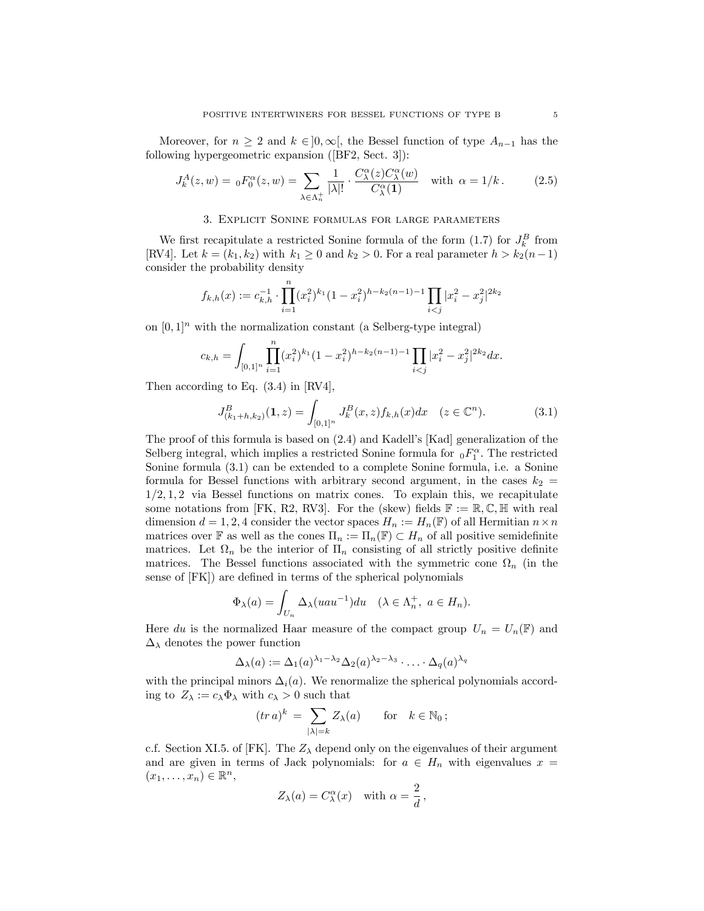Moreover, for $n \geq 2$ and $k \in ]0, \infty[$, the Bessel function of type $A_{n-1}$ has the following hypergeometric expansion ([BF2, Sect. 3]):

$$J_k^A(z,w) = {}_0F_0^\alpha(z,w) = \sum_{\lambda \in \Lambda_n^+} \frac{1}{|\lambda|!} \cdot \frac{C_\lambda^\alpha(z) C_\lambda^\alpha(w)}{C_\lambda^\alpha(\mathbf{1})} \quad \text{with } \alpha = 1/k\,. \tag{2.5}$$

## 3. Explicit Sonine formulas for large parameters

We first recapitulate a restricted Sonine formula of the form (1.7) for $J_k^B$ from [RV4]. Let $k = (k_1, k_2)$ with $k_1 \geq 0$ and $k_2 > 0$. For a real parameter $h > k_2(n-1)$ consider the probability density

$$f_{k,h}(x) := c_{k,h}^{-1} \cdot \prod_{i=1}^n (x_i^2)^{k_1} (1 - x_i^2)^{h - k_2(n-1) - 1} \prod_{i<j} |x_i^2 - x_j^2|^{2k_2}$$

on $[0,1]^n$ with the normalization constant (a Selberg-type integral)

$$c_{k,h} = \int_{[0,1]^n} \prod_{i=1}^n (x_i^2)^{k_1} (1 - x_i^2)^{h - k_2(n-1) - 1} \prod_{i<j} |x_i^2 - x_j^2|^{2k_2} dx.$$

Then according to Eq. (3.4) in [RV4],

$$J_{(k_1+h, k_2)}^B(\mathbf{1}, z) = \int_{[0,1]^n} J_k^B(x,z) f_{k,h}(x) dx \quad (z \in \mathbb{C}^n). \tag{3.1}$$

The proof of this formula is based on (2.4) and Kadell's [Kad] generalization of the Selberg integral, which implies a restricted Sonine formula for ${}_0F_1^\alpha$. The restricted Sonine formula (3.1) can be extended to a complete Sonine formula, i.e. a Sonine formula for Bessel functions with arbitrary second argument, in the cases $k_2 = 1/2, 1, 2$ via Bessel functions on matrix cones. To explain this, we recapitulate some notations from [FK, R2, RV3]. For the (skew) fields $\mathbb{F} := \mathbb{R}, \mathbb{C}, \mathbb{H}$ with real dimension $d = 1, 2, 4$ consider the vector spaces $H_n := H_n(\mathbb{F})$ of all Hermitian $n \times n$ matrices over $\mathbb{F}$ as well as the cones $\Pi_n := \Pi_n(\mathbb{F}) \subset H_n$ of all positive semidefinite matrices. Let $\Omega_n$ be the interior of $\Pi_n$ consisting of all strictly positive definite matrices. The Bessel functions associated with the symmetric cone $\Omega_n$ (in the sense of [FK]) are defined in terms of the spherical polynomials

$$\Phi_\lambda(a) = \int_{U_n} \Delta_\lambda(uau^{-1}) du \quad (\lambda \in \Lambda_n^+,\ a \in H_n).$$

Here $du$ is the normalized Haar measure of the compact group $U_n = U_n(\mathbb{F})$ and $\Delta_\lambda$ denotes the power function

$$\Delta_\lambda(a) := \Delta_1(a)^{\lambda_1 - \lambda_2} \Delta_2(a)^{\lambda_2 - \lambda_3} \cdot \ldots \cdot \Delta_q(a)^{\lambda_q}$$

with the principal minors $\Delta_i(a)$. We renormalize the spherical polynomials according to $Z_\lambda := c_\lambda \Phi_\lambda$ with $c_\lambda > 0$ such that

$$(tr\, a)^k = \sum_{|\lambda| = k} Z_\lambda(a) \qquad \text{for} \quad k \in \mathbb{N}_0\,;$$

c.f. Section XI.5. of [FK]. The $Z_\lambda$ depend only on the eigenvalues of their argument and are given in terms of Jack polynomials: for $a \in H_n$ with eigenvalues $x = (x_1, \ldots, x_n) \in \mathbb{R}^n$,

$$Z_\lambda(a) = C_\lambda^\alpha(x) \quad \text{with } \alpha = \frac{2}{d}\,,$$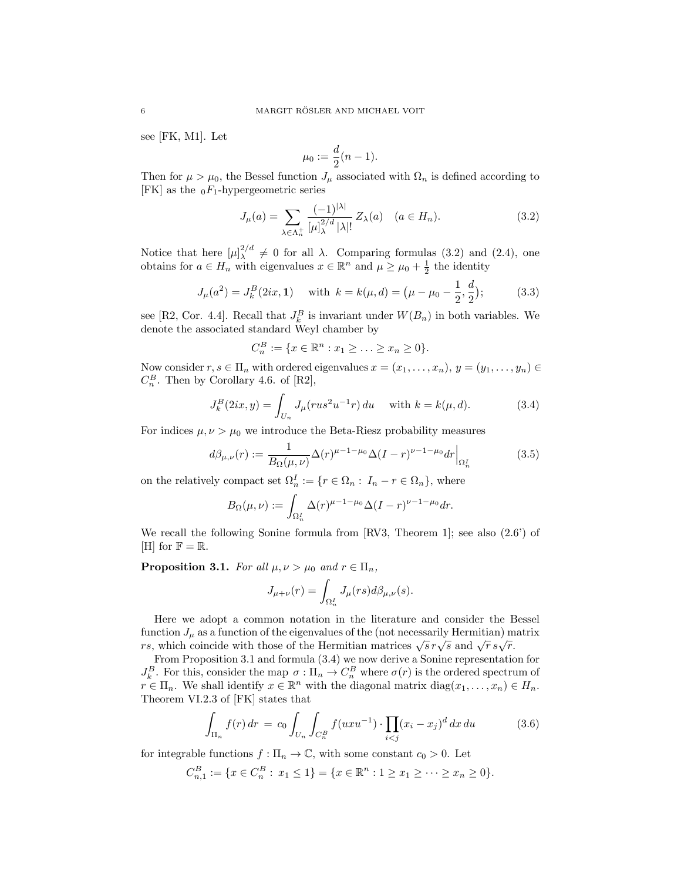see [FK, M1]. Let

$$\mu_0 := \frac{d}{2}(n-1).$$

Then for $\mu > \mu_0$, the Bessel function $J_\mu$ associated with $\Omega_n$ is defined according to [FK] as the ${}_0F_1$-hypergeometric series

$$J_\mu(a) = \sum_{\lambda \in \Lambda_n^+} \frac{(-1)^{|\lambda|}}{[\mu]_\lambda^{2/d}\, |\lambda|!}\, Z_\lambda(a) \quad (a \in H_n). \tag{3.2}$$

Notice that here $[\mu]_\lambda^{2/d} \neq 0$ for all $\lambda$. Comparing formulas (3.2) and (2.4), one obtains for $a \in H_n$ with eigenvalues $x \in \mathbb{R}^n$ and $\mu \geq \mu_0 + \frac{1}{2}$ the identity

$$J_\mu(a^2) = J_k^B(2ix, \mathbf{1}) \quad \text{ with } k = k(\mu, d) = \big(\mu - \mu_0 - \frac{1}{2}, \frac{d}{2}\big); \tag{3.3}$$

see [R2, Cor. 4.4]. Recall that $J_k^B$ is invariant under $W(B_n)$ in both variables. We denote the associated standard Weyl chamber by

$$C_n^B := \{x \in \mathbb{R}^n : x_1 \geq \ldots \geq x_n \geq 0\}.$$

Now consider $r, s \in \Pi_n$ with ordered eigenvalues $x = (x_1, \ldots, x_n)$, $y = (y_1, \ldots, y_n) \in C_n^B$. Then by Corollary 4.6. of [R2],

$$J_k^B(2ix, y) = \int_{U_n} J_\mu(rus^2u^{-1}r)\, du \quad \text{ with } k = k(\mu, d). \tag{3.4}$$

For indices $\mu, \nu > \mu_0$ we introduce the Beta-Riesz probability measures

$$d\beta_{\mu,\nu}(r) := \frac{1}{B_\Omega(\mu,\nu)} \Delta(r)^{\mu-1-\mu_0} \Delta(I-r)^{\nu-1-\mu_0} dr\Big|_{\Omega_n^I} \tag{3.5}$$

on the relatively compact set $\Omega_n^I := \{r \in \Omega_n :\ I_n - r \in \Omega_n\}$, where

$$B_\Omega(\mu,\nu) := \int_{\Omega_n^I} \Delta(r)^{\mu-1-\mu_0} \Delta(I-r)^{\nu-1-\mu_0} dr.$$

We recall the following Sonine formula from [RV3, Theorem 1]; see also (2.6') of [H] for $\mathbb{F} = \mathbb{R}$.

**Proposition 3.1.** *For all $\mu, \nu > \mu_0$ and $r \in \Pi_n$,*

$$J_{\mu+\nu}(r) = \int_{\Omega_n^I} J_\mu(rs) d\beta_{\mu,\nu}(s).$$

Here we adopt a common notation in the literature and consider the Bessel function $J_\mu$ as a function of the eigenvalues of the (not necessarily Hermitian) matrix $rs$, which coincide with those of the Hermitian matrices $\sqrt{s}\, r \sqrt{s}$ and $\sqrt{r}\, s \sqrt{r}$.

From Proposition 3.1 and formula (3.4) we now derive a Sonine representation for $J_k^B$. For this, consider the map $\sigma : \Pi_n \to C_n^B$ where $\sigma(r)$ is the ordered spectrum of $r \in \Pi_n$. We shall identify $x \in \mathbb{R}^n$ with the diagonal matrix $\text{diag}(x_1, \ldots, x_n) \in H_n$. Theorem VI.2.3 of [FK] states that

$$\int_{\Pi_n} f(r)\, dr \;=\; c_0 \int_{U_n} \int_{C_n^B} f(uxu^{-1}) \cdot \prod_{i<j} (x_i - x_j)^d \, dx\, du \tag{3.6}$$

for integrable functions $f : \Pi_n \to \mathbb{C}$, with some constant $c_0 > 0$. Let

$$C_{n,1}^B := \{x \in C_n^B :\ x_1 \leq 1\} = \{x \in \mathbb{R}^n : 1 \geq x_1 \geq \cdots \geq x_n \geq 0\}.$$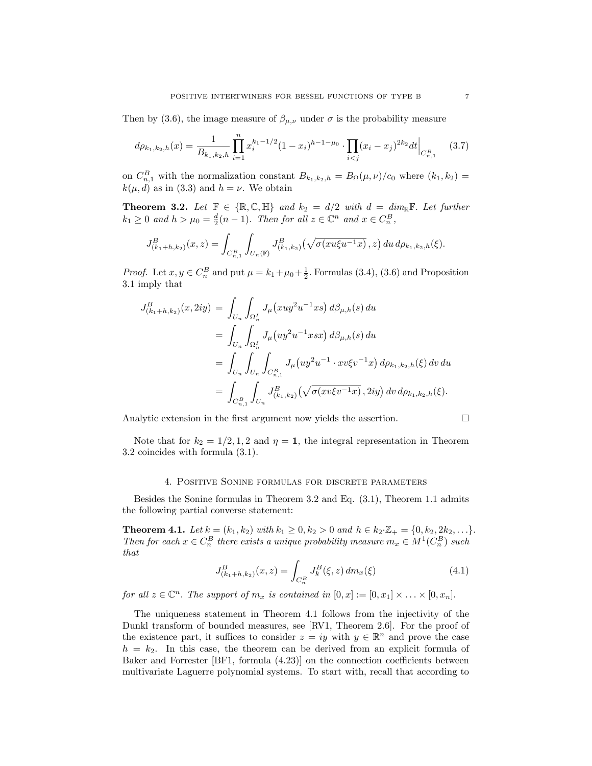Then by (3.6), the image measure of $\beta_{\mu,\nu}$ under $\sigma$ is the probability measure

$$d\rho_{k_1,k_2,h}(x) = \frac{1}{B_{k_1,k_2,h}} \prod_{i=1}^{n} x_i^{k_1-1/2}(1-x_i)^{h-1-\mu_0} \cdot \prod_{i<j}(x_i-x_j)^{2k_2} dt\Big|_{C_{n,1}^B} \tag{3.7}$$

on $C_{n,1}^B$ with the normalization constant $B_{k_1,k_2,h} = B_\Omega(\mu,\nu)/c_0$ where $(k_1,k_2) = k(\mu,d)$ as in (3.3) and $h = \nu$. We obtain

**Theorem 3.2.** *Let $\mathbb{F} \in \{\mathbb{R}, \mathbb{C}, \mathbb{H}\}$ and $k_2 = d/2$ with $d = dim_{\mathbb{R}}\mathbb{F}$. Let further $k_1 \geq 0$ and $h > \mu_0 = \frac{d}{2}(n-1)$. Then for all $z \in \mathbb{C}^n$ and $x \in C_n^B$,*

$$J_{(k_1+h,k_2)}^B(x,z) = \int_{C_{n,1}^B} \int_{U_n(\mathbb{F})} J_{(k_1,k_2)}^B\big(\sqrt{\sigma(xu\xi u^{-1}x)}\,, z\big)\, du\, d\rho_{k_1,k_2,h}(\xi).$$

*Proof.* Let $x, y \in C_n^B$ and put $\mu = k_1 + \mu_0 + \frac{1}{2}$. Formulas (3.4), (3.6) and Proposition 3.1 imply that

$$\begin{aligned}
J_{(k_1+h,k_2)}^B(x,2iy) &= \int_{U_n} \int_{\Omega_n'} J_\mu\big(xuy^2u^{-1}xs\big)\, d\beta_{\mu,h}(s)\, du \\
&= \int_{U_n} \int_{\Omega_n'} J_\mu\big(uy^2u^{-1}xsx\big)\, d\beta_{\mu,h}(s)\, du \\
&= \int_{U_n} \int_{U_n} \int_{C_{n,1}^B} J_\mu\big(uy^2u^{-1} \cdot xv\xi v^{-1}x\big)\, d\rho_{k_1,k_2,h}(\xi)\, dv\, du \\
&= \int_{C_{n,1}^B} \int_{U_n} J_{(k_1,k_2)}^B\big(\sqrt{\sigma(xv\xi v^{-1}x)}\,, 2iy\big)\, dv\, d\rho_{k_1,k_2,h}(\xi).
\end{aligned}$$

Analytic extension in the first argument now yields the assertion. $\square$

Note that for $k_2 = 1/2, 1, 2$ and $\eta = \mathbf{1}$, the integral representation in Theorem 3.2 coincides with formula (3.1).

## 4. Positive Sonine formulas for discrete parameters

Besides the Sonine formulas in Theorem 3.2 and Eq. (3.1), Theorem 1.1 admits the following partial converse statement:

**Theorem 4.1.** *Let $k = (k_1, k_2)$ with $k_1 \geq 0, k_2 > 0$ and $h \in k_2 \cdot \mathbb{Z}_+ = \{0, k_2, 2k_2, \ldots\}$. Then for each $x \in C_n^B$ there exists a unique probability measure $m_x \in M^1(C_n^B)$ such that*

$$J_{(k_1+h,k_2)}^B(x,z) = \int_{C_n^B} J_k^B(\xi, z)\, dm_x(\xi) \tag{4.1}$$

*for all $z \in \mathbb{C}^n$. The support of $m_x$ is contained in $[0,x] := [0,x_1] \times \ldots \times [0,x_n]$.*

The uniqueness statement in Theorem 4.1 follows from the injectivity of the Dunkl transform of bounded measures, see [RV1, Theorem 2.6]. For the proof of the existence part, it suffices to consider $z = iy$ with $y \in \mathbb{R}^n$ and prove the case $h = k_2$. In this case, the theorem can be derived from an explicit formula of Baker and Forrester [BF1, formula (4.23)] on the connection coefficients between multivariate Laguerre polynomial systems. To start with, recall that according to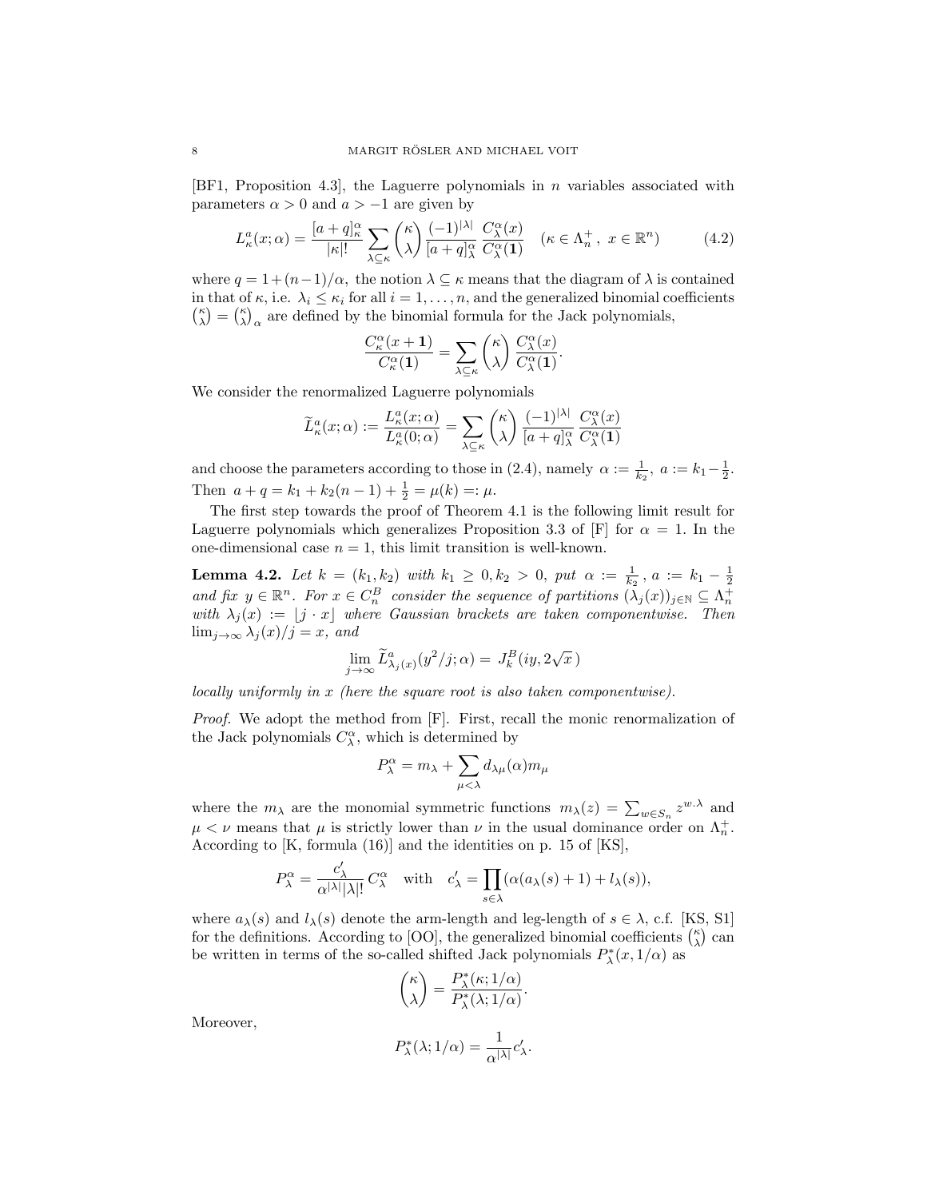[BF1, Proposition 4.3], the Laguerre polynomials in $n$ variables associated with parameters $\alpha > 0$ and $a > -1$ are given by

$$L_\kappa^a(x;\alpha) = \frac{[a+q]_\kappa^\alpha}{|\kappa|!} \sum_{\lambda \subseteq \kappa} \binom{\kappa}{\lambda} \frac{(-1)^{|\lambda|}}{[a+q]_\lambda^\alpha} \frac{C_\lambda^\alpha(x)}{C_\lambda^\alpha(\mathbf{1})} \quad (\kappa \in \Lambda_n^+, \; x \in \mathbb{R}^n) \tag{4.2}$$

where $q = 1+(n-1)/\alpha$, the notion $\lambda \subseteq \kappa$ means that the diagram of $\lambda$ is contained in that of $\kappa$, i.e. $\lambda_i \leq \kappa_i$ for all $i = 1, \ldots, n$, and the generalized binomial coefficients $\binom{\kappa}{\lambda} = \binom{\kappa}{\lambda}_\alpha$ are defined by the binomial formula for the Jack polynomials,

$$\frac{C_\kappa^\alpha(x+\mathbf{1})}{C_\kappa^\alpha(\mathbf{1})} = \sum_{\lambda \subseteq \kappa} \binom{\kappa}{\lambda} \frac{C_\lambda^\alpha(x)}{C_\lambda^\alpha(\mathbf{1})}.$$

We consider the renormalized Laguerre polynomials

$$\widetilde{L}_\kappa^a(x;\alpha) := \frac{L_\kappa^a(x;\alpha)}{L_\kappa^a(0;\alpha)} = \sum_{\lambda \subseteq \kappa} \binom{\kappa}{\lambda} \frac{(-1)^{|\lambda|}}{[a+q]_\lambda^\alpha} \frac{C_\lambda^\alpha(x)}{C_\lambda^\alpha(\mathbf{1})}$$

and choose the parameters according to those in (2.4), namely $\alpha := \frac{1}{k_2}$, $a := k_1 - \frac{1}{2}$. Then $a + q = k_1 + k_2(n-1) + \frac{1}{2} = \mu(k) =: \mu$.

The first step towards the proof of Theorem 4.1 is the following limit result for Laguerre polynomials which generalizes Proposition 3.3 of [F] for $\alpha = 1$. In the one-dimensional case $n = 1$, this limit transition is well-known.

**Lemma 4.2.** *Let $k = (k_1, k_2)$ with $k_1 \geq 0, k_2 > 0$, put $\alpha := \frac{1}{k_2}$, $a := k_1 - \frac{1}{2}$ and fix $y \in \mathbb{R}^n$. For $x \in C_n^B$ consider the sequence of partitions $(\lambda_j(x))_{j\in\mathbb{N}} \subseteq \Lambda_n^+$ with $\lambda_j(x) := \lfloor j \cdot x \rfloor$ where Gaussian brackets are taken componentwise. Then $\lim_{j\to\infty} \lambda_j(x)/j = x$, and*

$$\lim_{j\to\infty} \widetilde{L}_{\lambda_j(x)}^a(y^2/j;\alpha) = J_k^B(iy, 2\sqrt{x}\,)$$

*locally uniformly in $x$ (here the square root is also taken componentwise).*

*Proof.* We adopt the method from [F]. First, recall the monic renormalization of the Jack polynomials $C_\lambda^\alpha$, which is determined by

$$P_\lambda^\alpha = m_\lambda + \sum_{\mu < \lambda} d_{\lambda\mu}(\alpha) m_\mu$$

where the $m_\lambda$ are the monomial symmetric functions $m_\lambda(z) = \sum_{w \in S_n} z^{w.\lambda}$ and $\mu < \nu$ means that $\mu$ is strictly lower than $\nu$ in the usual dominance order on $\Lambda_n^+$. According to [K, formula (16)] and the identities on p. 15 of [KS],

$$P_\lambda^\alpha = \frac{c'_\lambda}{\alpha^{|\lambda|}|\lambda|!} C_\lambda^\alpha \quad \text{with} \quad c'_\lambda = \prod_{s \in \lambda} (\alpha(a_\lambda(s)+1) + l_\lambda(s)),$$

where $a_\lambda(s)$ and $l_\lambda(s)$ denote the arm-length and leg-length of $s \in \lambda$, c.f. [KS, S1] for the definitions. According to [OO], the generalized binomial coefficients $\binom{\kappa}{\lambda}$ can be written in terms of the so-called shifted Jack polynomials $P_\lambda^*(x, 1/\alpha)$ as

$$\binom{\kappa}{\lambda} = \frac{P_\lambda^*(\kappa; 1/\alpha)}{P_\lambda^*(\lambda; 1/\alpha)}.$$

Moreover,

$$P_\lambda^*(\lambda; 1/\alpha) = \frac{1}{\alpha^{|\lambda|}} c'_\lambda.$$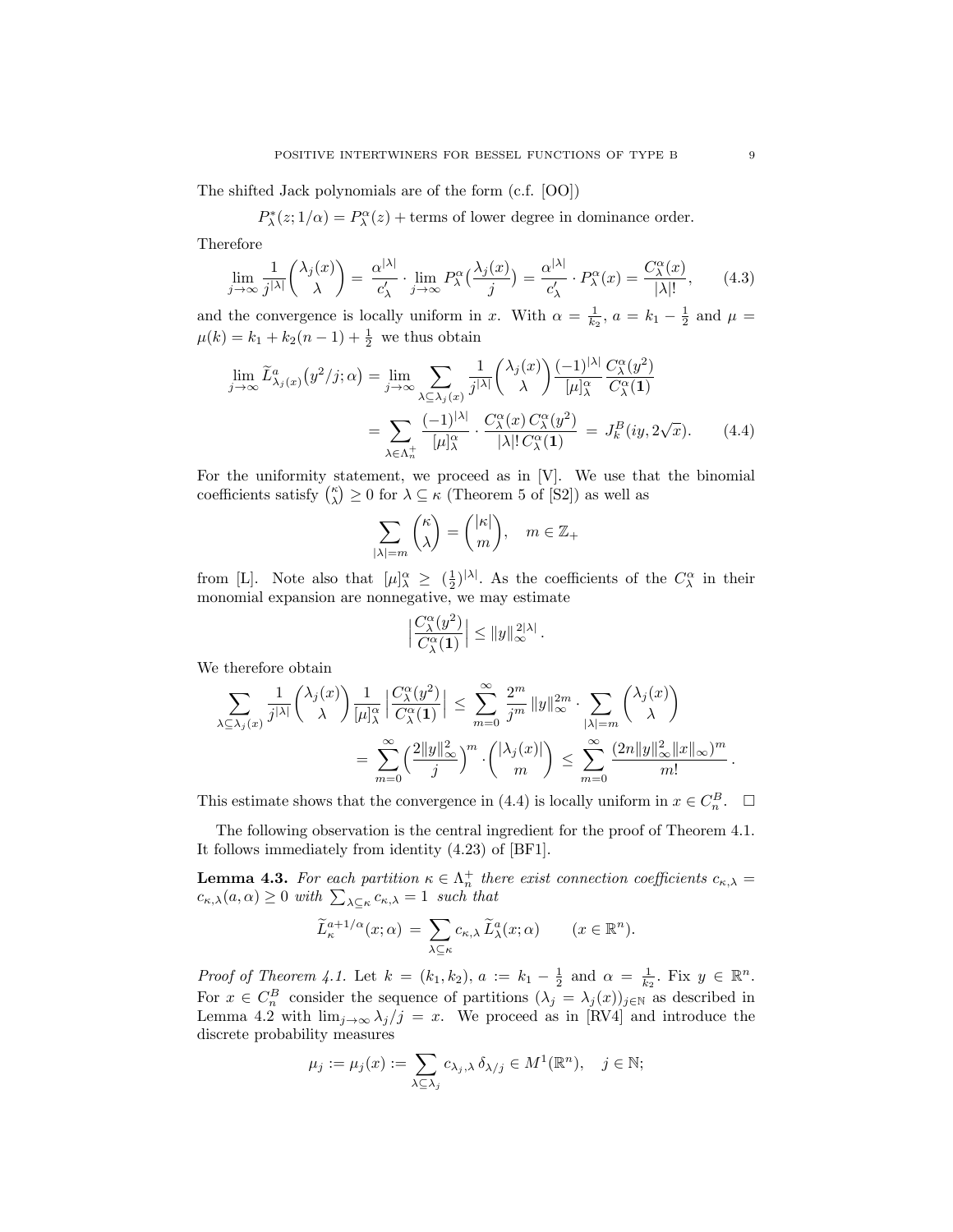The shifted Jack polynomials are of the form (c.f. [OO])

$$P_\lambda^*(z; 1/\alpha) = P_\lambda^\alpha(z) + \text{terms of lower degree in dominance order.}$$

Therefore

$$\lim_{j\to\infty} \frac{1}{j^{|\lambda|}} \binom{\lambda_j(x)}{\lambda} = \frac{\alpha^{|\lambda|}}{c'_\lambda} \cdot \lim_{j\to\infty} P_\lambda^\alpha\big(\frac{\lambda_j(x)}{j}\big) = \frac{\alpha^{|\lambda|}}{c'_\lambda} \cdot P_\lambda^\alpha(x) = \frac{C_\lambda^\alpha(x)}{|\lambda|!}, \tag{4.3}$$

and the convergence is locally uniform in $x$. With $\alpha = \frac{1}{k_2}$, $a = k_1 - \frac{1}{2}$ and $\mu = \mu(k) = k_1 + k_2(n-1) + \frac{1}{2}$ we thus obtain

$$\begin{aligned}\lim_{j\to\infty} \widetilde{L}^a_{\lambda_j(x)}\big(y^2/j; \alpha\big) &= \lim_{j\to\infty} \sum_{\lambda \subseteq \lambda_j(x)} \frac{1}{j^{|\lambda|}} \binom{\lambda_j(x)}{\lambda} \frac{(-1)^{|\lambda|}}{[\mu]_\lambda^\alpha} \frac{C_\lambda^\alpha(y^2)}{C_\lambda^\alpha(\mathbf{1})} \\ &= \sum_{\lambda\in\Lambda_n^+} \frac{(-1)^{|\lambda|}}{[\mu]_\lambda^\alpha} \cdot \frac{C_\lambda^\alpha(x)\, C_\lambda^\alpha(y^2)}{|\lambda|!\, C_\lambda^\alpha(\mathbf{1})} \;=\; J_k^B(iy, 2\sqrt{x}). \end{aligned}\tag{4.4}$$

For the uniformity statement, we proceed as in [V]. We use that the binomial coefficients satisfy $\binom{\kappa}{\lambda} \geq 0$ for $\lambda \subseteq \kappa$ (Theorem 5 of [S2]) as well as

$$\sum_{|\lambda|=m} \binom{\kappa}{\lambda} = \binom{|\kappa|}{m}, \quad m \in \mathbb{Z}_+$$

from [L]. Note also that $[\mu]_\lambda^\alpha \geq (\frac{1}{2})^{|\lambda|}$. As the coefficients of the $C_\lambda^\alpha$ in their monomial expansion are nonnegative, we may estimate

$$\Big|\frac{C_\lambda^\alpha(y^2)}{C_\lambda^\alpha(\mathbf{1})}\Big| \leq \|y\|_\infty^{2|\lambda|}.$$

We therefore obtain

$$\begin{aligned}\sum_{\lambda\subseteq\lambda_j(x)} \frac{1}{j^{|\lambda|}} \binom{\lambda_j(x)}{\lambda} \frac{1}{[\mu]_\lambda^\alpha} \Big|\frac{C_\lambda^\alpha(y^2)}{C_\lambda^\alpha(\mathbf{1})}\Big| &\leq \sum_{m=0}^\infty \frac{2^m}{j^m} \|y\|_\infty^{2m} \cdot \sum_{|\lambda|=m} \binom{\lambda_j(x)}{\lambda} \\ &= \sum_{m=0}^\infty \Big(\frac{2\|y\|_\infty^2}{j}\Big)^m \cdot \binom{|\lambda_j(x)|}{m} \;\leq\; \sum_{m=0}^\infty \frac{(2n\|y\|_\infty^2 \|x\|_\infty)^m}{m!}\,. \end{aligned}$$

This estimate shows that the convergence in (4.4) is locally uniform in $x \in C_n^B$. $\square$

The following observation is the central ingredient for the proof of Theorem 4.1. It follows immediately from identity (4.23) of [BF1].

**Lemma 4.3.** *For each partition $\kappa \in \Lambda_n^+$ there exist connection coefficients $c_{\kappa,\lambda} = c_{\kappa,\lambda}(a,\alpha) \geq 0$ with $\sum_{\lambda\subseteq\kappa} c_{\kappa,\lambda} = 1$ such that*

$$\widetilde{L}_\kappa^{a+1/\alpha}(x;\alpha) = \sum_{\lambda\subseteq\kappa} c_{\kappa,\lambda}\, \widetilde{L}_\lambda^a(x;\alpha) \qquad (x \in \mathbb{R}^n).$$

*Proof of Theorem 4.1.* Let $k = (k_1, k_2)$, $a := k_1 - \frac{1}{2}$ and $\alpha = \frac{1}{k_2}$. Fix $y \in \mathbb{R}^n$. For $x \in C_n^B$ consider the sequence of partitions $(\lambda_j = \lambda_j(x))_{j\in\mathbb{N}}$ as described in Lemma 4.2 with $\lim_{j\to\infty} \lambda_j/j = x$. We proceed as in [RV4] and introduce the discrete probability measures

$$\mu_j := \mu_j(x) := \sum_{\lambda\subseteq\lambda_j} c_{\lambda_j,\lambda}\, \delta_{\lambda/j} \in M^1(\mathbb{R}^n), \quad j \in \mathbb{N};$$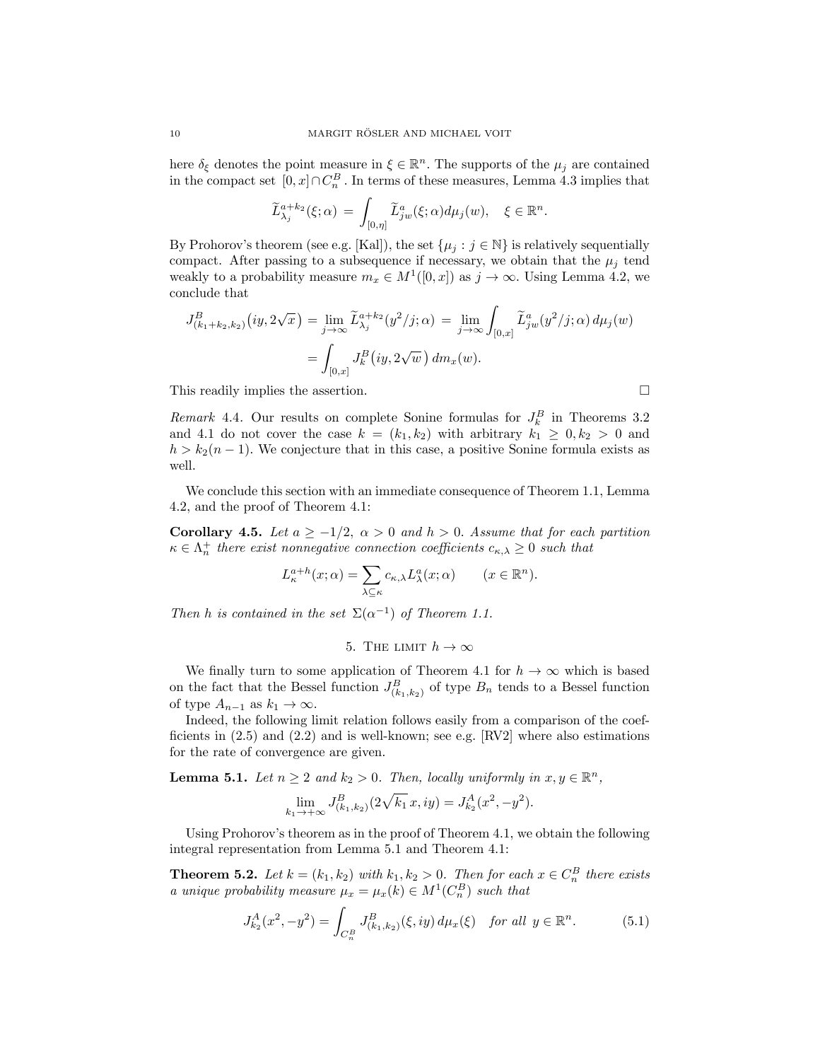here $\delta_\xi$ denotes the point measure in $\xi \in \mathbb{R}^n$. The supports of the $\mu_j$ are contained in the compact set $[0,x] \cap C_n^B$. In terms of these measures, Lemma 4.3 implies that

$$\widetilde{L}_{\lambda_j}^{a+k_2}(\xi;\alpha) = \int_{[0,\eta]} \widetilde{L}_{jw}^{a}(\xi;\alpha) d\mu_j(w), \quad \xi \in \mathbb{R}^n.$$

By Prohorov's theorem (see e.g. [Kal]), the set $\{\mu_j : j \in \mathbb{N}\}$ is relatively sequentially compact. After passing to a subsequence if necessary, we obtain that the $\mu_j$ tend weakly to a probability measure $m_x \in M^1([0,x])$ as $j \to \infty$. Using Lemma 4.2, we conclude that

$$\begin{aligned} J^B_{(k_1+k_2,k_2)}\big(iy, 2\sqrt{x}\big) &= \lim_{j\to\infty} \widetilde{L}_{\lambda_j}^{a+k_2}(y^2/j;\alpha) = \lim_{j\to\infty} \int_{[0,x]} \widetilde{L}_{jw}^{a}(y^2/j;\alpha)\, d\mu_j(w) \\ &= \int_{[0,x]} J^B_k\big(iy, 2\sqrt{w}\big)\, dm_x(w). \end{aligned}$$

This readily implies the assertion. □

*Remark* 4.4. Our results on complete Sonine formulas for $J_k^B$ in Theorems 3.2 and 4.1 do not cover the case $k = (k_1, k_2)$ with arbitrary $k_1 \geq 0, k_2 > 0$ and $h > k_2(n-1)$. We conjecture that in this case, a positive Sonine formula exists as well.

We conclude this section with an immediate consequence of Theorem 1.1, Lemma 4.2, and the proof of Theorem 4.1:

**Corollary 4.5.** *Let $a \geq -1/2$, $\alpha > 0$ and $h > 0$. Assume that for each partition $\kappa \in \Lambda_n^+$ there exist nonnegative connection coefficients $c_{\kappa,\lambda} \geq 0$ such that*

$$L_\kappa^{a+h}(x;\alpha) = \sum_{\lambda \subseteq \kappa} c_{\kappa,\lambda} L_\lambda^a(x;\alpha) \qquad (x \in \mathbb{R}^n).$$

*Then $h$ is contained in the set $\Sigma(\alpha^{-1})$ of Theorem 1.1.*

## 5. The limit $h \to \infty$

We finally turn to some application of Theorem 4.1 for $h \to \infty$ which is based on the fact that the Bessel function $J^B_{(k_1,k_2)}$ of type $B_n$ tends to a Bessel function of type $A_{n-1}$ as $k_1 \to \infty$.

Indeed, the following limit relation follows easily from a comparison of the coefficients in (2.5) and (2.2) and is well-known; see e.g. [RV2] where also estimations for the rate of convergence are given.

**Lemma 5.1.** *Let $n \geq 2$ and $k_2 > 0$. Then, locally uniformly in $x, y \in \mathbb{R}^n$,*

$$\lim_{k_1 \to +\infty} J^B_{(k_1,k_2)}(2\sqrt{k_1}\, x, iy) = J^A_{k_2}(x^2, -y^2).$$

Using Prohorov's theorem as in the proof of Theorem 4.1, we obtain the following integral representation from Lemma 5.1 and Theorem 4.1:

**Theorem 5.2.** *Let $k = (k_1, k_2)$ with $k_1, k_2 > 0$. Then for each $x \in C_n^B$ there exists a unique probability measure $\mu_x = \mu_x(k) \in M^1(C_n^B)$ such that*

$$J^A_{k_2}(x^2, -y^2) = \int_{C_n^B} J^B_{(k_1,k_2)}(\xi, iy)\, d\mu_x(\xi) \quad \textit{for all } y \in \mathbb{R}^n. \tag{5.1}$$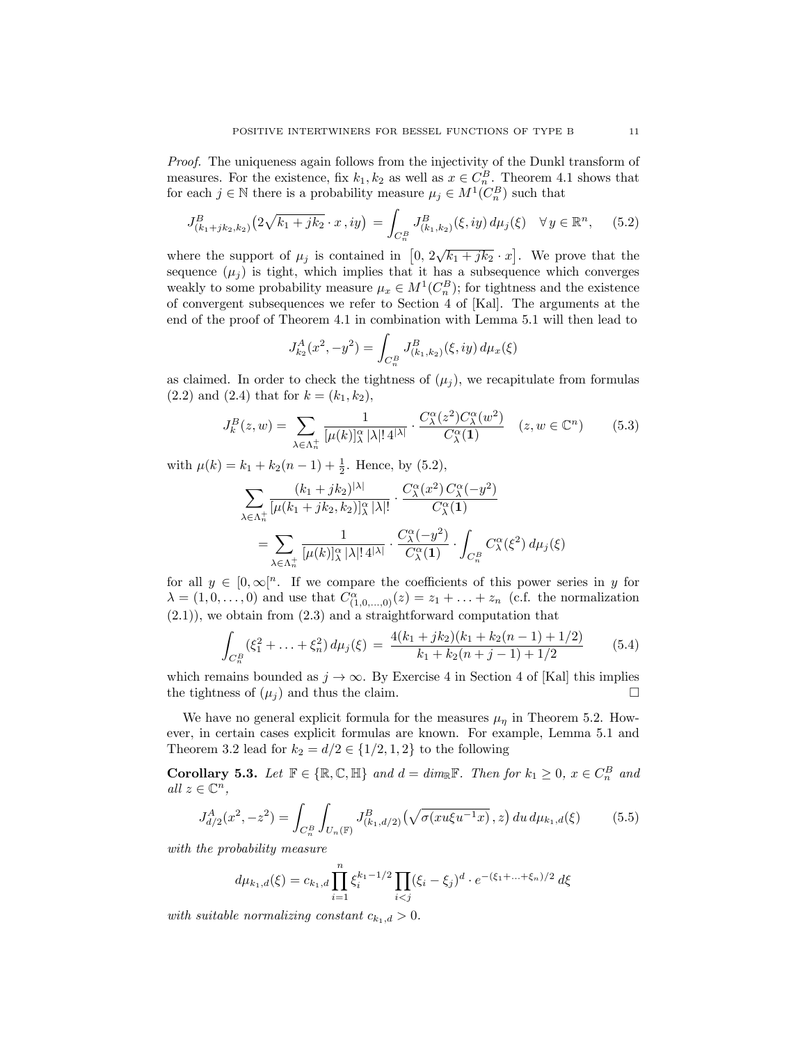*Proof.* The uniqueness again follows from the injectivity of the Dunkl transform of measures. For the existence, fix $k_1, k_2$ as well as $x \in C_n^B$. Theorem 4.1 shows that for each $j \in \mathbb{N}$ there is a probability measure $\mu_j \in M^1(C_n^B)$ such that

$$J^B_{(k_1+jk_2,k_2)}\big(2\sqrt{k_1+jk_2}\cdot x\,,iy\big) \;=\; \int_{C_n^B} J^B_{(k_1,k_2)}(\xi,iy)\,d\mu_j(\xi) \quad \forall\, y\in\mathbb{R}^n, \tag{5.2}$$

where the support of $\mu_j$ is contained in $\big[0,\,2\sqrt{k_1+jk_2}\cdot x\big]$. We prove that the sequence $(\mu_j)$ is tight, which implies that it has a subsequence which converges weakly to some probability measure $\mu_x \in M^1(C_n^B)$; for tightness and the existence of convergent subsequences we refer to Section 4 of [Kal]. The arguments at the end of the proof of Theorem 4.1 in combination with Lemma 5.1 will then lead to

$$J^A_{k_2}(x^2,-y^2) = \int_{C_n^B} J^B_{(k_1,k_2)}(\xi,iy)\,d\mu_x(\xi)$$

as claimed. In order to check the tightness of $(\mu_j)$, we recapitulate from formulas (2.2) and (2.4) that for $k=(k_1,k_2)$,

$$J_k^B(z,w) = \sum_{\lambda\in\Lambda_n^+} \frac{1}{[\mu(k)]^\alpha_\lambda\,|\lambda|!\,4^{|\lambda|}}\cdot\frac{C^\alpha_\lambda(z^2)C^\alpha_\lambda(w^2)}{C^\alpha_\lambda(\mathbf{1})} \quad (z,w\in\mathbb{C}^n) \tag{5.3}$$

with $\mu(k)=k_1+k_2(n-1)+\frac{1}{2}$. Hence, by (5.2),

$$\begin{aligned}
&\sum_{\lambda\in\Lambda_n^+}\frac{(k_1+jk_2)^{|\lambda|}}{[\mu(k_1+jk_2,k_2)]^\alpha_\lambda\,|\lambda|!}\cdot\frac{C^\alpha_\lambda(x^2)\,C^\alpha_\lambda(-y^2)}{C^\alpha_\lambda(\mathbf{1})}\\
&\qquad=\sum_{\lambda\in\Lambda_n^+}\frac{1}{[\mu(k)]^\alpha_\lambda\,|\lambda|!\,4^{|\lambda|}}\cdot\frac{C^\alpha_\lambda(-y^2)}{C^\alpha_\lambda(\mathbf{1})}\cdot\int_{C_n^B} C^\alpha_\lambda(\xi^2)\,d\mu_j(\xi)
\end{aligned}$$

for all $y\in[0,\infty[^n$. If we compare the coefficients of this power series in $y$ for $\lambda=(1,0,\ldots,0)$ and use that $C^\alpha_{(1,0,\ldots,0)}(z)=z_1+\ldots+z_n$ (c.f. the normalization (2.1)), we obtain from (2.3) and a straightforward computation that

$$\int_{C_n^B}(\xi_1^2+\ldots+\xi_n^2)\,d\mu_j(\xi) \;=\; \frac{4(k_1+jk_2)(k_1+k_2(n-1)+1/2)}{k_1+k_2(n+j-1)+1/2} \tag{5.4}$$

which remains bounded as $j\to\infty$. By Exercise 4 in Section 4 of [Kal] this implies the tightness of $(\mu_j)$ and thus the claim. $\square$

We have no general explicit formula for the measures $\mu_\eta$ in Theorem 5.2. However, in certain cases explicit formulas are known. For example, Lemma 5.1 and Theorem 3.2 lead for $k_2=d/2\in\{1/2,1,2\}$ to the following

**Corollary 5.3.** *Let $\mathbb{F}\in\{\mathbb{R},\mathbb{C},\mathbb{H}\}$ and $d=\dim_\mathbb{R}\mathbb{F}$. Then for $k_1\geq 0$, $x\in C_n^B$ and all $z\in\mathbb{C}^n$,*

$$J^A_{d/2}(x^2,-z^2) = \int_{C_n^B}\int_{U_n(\mathbb{F})} J^B_{(k_1,d/2)}\big(\sqrt{\sigma(xu\xi u^{-1}x)}\,,z\big)\,du\,d\mu_{k_1,d}(\xi) \tag{5.5}$$

*with the probability measure*

$$d\mu_{k_1,d}(\xi) = c_{k_1,d}\prod_{i=1}^n \xi_i^{k_1-1/2}\prod_{i<j}(\xi_i-\xi_j)^d\cdot e^{-(\xi_1+\ldots+\xi_n)/2}\,d\xi$$

*with suitable normalizing constant $c_{k_1,d}>0$.*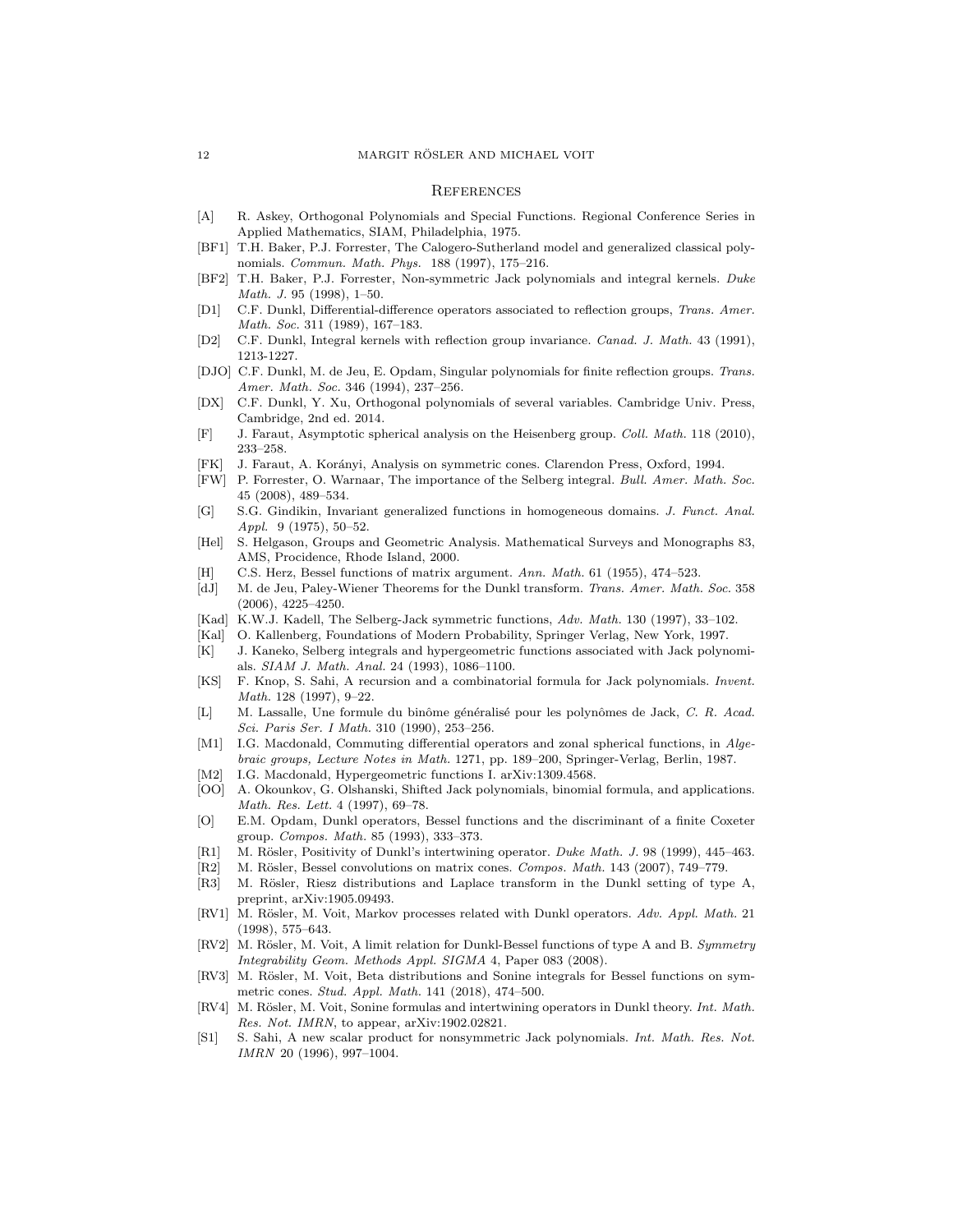## References

[A] R. Askey, Orthogonal Polynomials and Special Functions. Regional Conference Series in Applied Mathematics, SIAM, Philadelphia, 1975.

[BF1] T.H. Baker, P.J. Forrester, The Calogero-Sutherland model and generalized classical polynomials. *Commun. Math. Phys.* 188 (1997), 175–216.

[BF2] T.H. Baker, P.J. Forrester, Non-symmetric Jack polynomials and integral kernels. *Duke Math. J.* 95 (1998), 1–50.

[D1] C.F. Dunkl, Differential-difference operators associated to reflection groups, *Trans. Amer. Math. Soc.* 311 (1989), 167–183.

[D2] C.F. Dunkl, Integral kernels with reflection group invariance. *Canad. J. Math.* 43 (1991), 1213-1227.

[DJO] C.F. Dunkl, M. de Jeu, E. Opdam, Singular polynomials for finite reflection groups. *Trans. Amer. Math. Soc.* 346 (1994), 237–256.

[DX] C.F. Dunkl, Y. Xu, Orthogonal polynomials of several variables. Cambridge Univ. Press, Cambridge, 2nd ed. 2014.

[F] J. Faraut, Asymptotic spherical analysis on the Heisenberg group. *Coll. Math.* 118 (2010), 233–258.

[FK] J. Faraut, A. Korányi, Analysis on symmetric cones. Clarendon Press, Oxford, 1994.

[FW] P. Forrester, O. Warnaar, The importance of the Selberg integral. *Bull. Amer. Math. Soc.* 45 (2008), 489–534.

[G] S.G. Gindikin, Invariant generalized functions in homogeneous domains. *J. Funct. Anal. Appl.* 9 (1975), 50–52.

[Hel] S. Helgason, Groups and Geometric Analysis. Mathematical Surveys and Monographs 83, AMS, Procidence, Rhode Island, 2000.

[H] C.S. Herz, Bessel functions of matrix argument. *Ann. Math.* 61 (1955), 474–523.

[dJ] M. de Jeu, Paley-Wiener Theorems for the Dunkl transform. *Trans. Amer. Math. Soc.* 358 (2006), 4225–4250.

[Kad] K.W.J. Kadell, The Selberg-Jack symmetric functions, *Adv. Math.* 130 (1997), 33–102.

[Kal] O. Kallenberg, Foundations of Modern Probability, Springer Verlag, New York, 1997.

[K] J. Kaneko, Selberg integrals and hypergeometric functions associated with Jack polynomials. *SIAM J. Math. Anal.* 24 (1993), 1086–1100.

[KS] F. Knop, S. Sahi, A recursion and a combinatorial formula for Jack polynomials. *Invent. Math.* 128 (1997), 9–22.

[L] M. Lassalle, Une formule du binôme généralisé pour les polynômes de Jack, *C. R. Acad. Sci. Paris Ser. I Math.* 310 (1990), 253–256.

[M1] I.G. Macdonald, Commuting differential operators and zonal spherical functions, in *Algebraic groups, Lecture Notes in Math.* 1271, pp. 189–200, Springer-Verlag, Berlin, 1987.

[M2] I.G. Macdonald, Hypergeometric functions I. arXiv:1309.4568.

[OO] A. Okounkov, G. Olshanski, Shifted Jack polynomials, binomial formula, and applications. *Math. Res. Lett.* 4 (1997), 69–78.

[O] E.M. Opdam, Dunkl operators, Bessel functions and the discriminant of a finite Coxeter group. *Compos. Math.* 85 (1993), 333–373.

[R1] M. Rösler, Positivity of Dunkl's intertwining operator. *Duke Math. J.* 98 (1999), 445–463.

[R2] M. Rösler, Bessel convolutions on matrix cones. *Compos. Math.* 143 (2007), 749–779.

[R3] M. Rösler, Riesz distributions and Laplace transform in the Dunkl setting of type A, preprint, arXiv:1905.09493.

[RV1] M. Rösler, M. Voit, Markov processes related with Dunkl operators. *Adv. Appl. Math.* 21 (1998), 575–643.

[RV2] M. Rösler, M. Voit, A limit relation for Dunkl-Bessel functions of type A and B. *Symmetry Integrability Geom. Methods Appl. SIGMA* 4, Paper 083 (2008).

[RV3] M. Rösler, M. Voit, Beta distributions and Sonine integrals for Bessel functions on symmetric cones. *Stud. Appl. Math.* 141 (2018), 474–500.

[RV4] M. Rösler, M. Voit, Sonine formulas and intertwining operators in Dunkl theory. *Int. Math. Res. Not. IMRN*, to appear, arXiv:1902.02821.

[S1] S. Sahi, A new scalar product for nonsymmetric Jack polynomials. *Int. Math. Res. Not. IMRN* 20 (1996), 997–1004.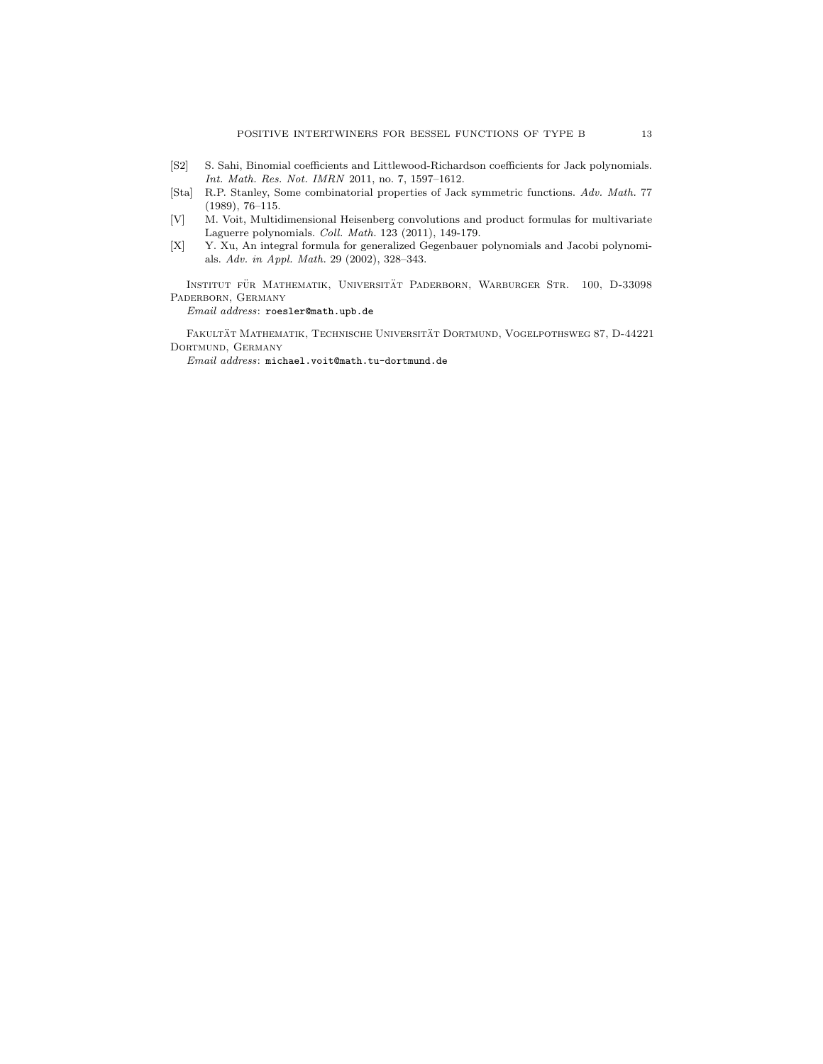- [S2] S. Sahi, Binomial coefficients and Littlewood-Richardson coefficients for Jack polynomials. *Int. Math. Res. Not. IMRN* 2011, no. 7, 1597–1612.
- [Sta] R.P. Stanley, Some combinatorial properties of Jack symmetric functions. *Adv. Math.* 77 (1989), 76–115.
- [V] M. Voit, Multidimensional Heisenberg convolutions and product formulas for multivariate Laguerre polynomials. *Coll. Math.* 123 (2011), 149-179.
- [X] Y. Xu, An integral formula for generalized Gegenbauer polynomials and Jacobi polynomials. *Adv. in Appl. Math.* 29 (2002), 328–343.

Institut für Mathematik, Universität Paderborn, Warburger Str. 100, D-33098 Paderborn, Germany

*Email address*: `roesler@math.upb.de`

Fakultät Mathematik, Technische Universität Dortmund, Vogelpothsweg 87, D-44221 Dortmund, Germany

*Email address*: `michael.voit@math.tu-dortmund.de`